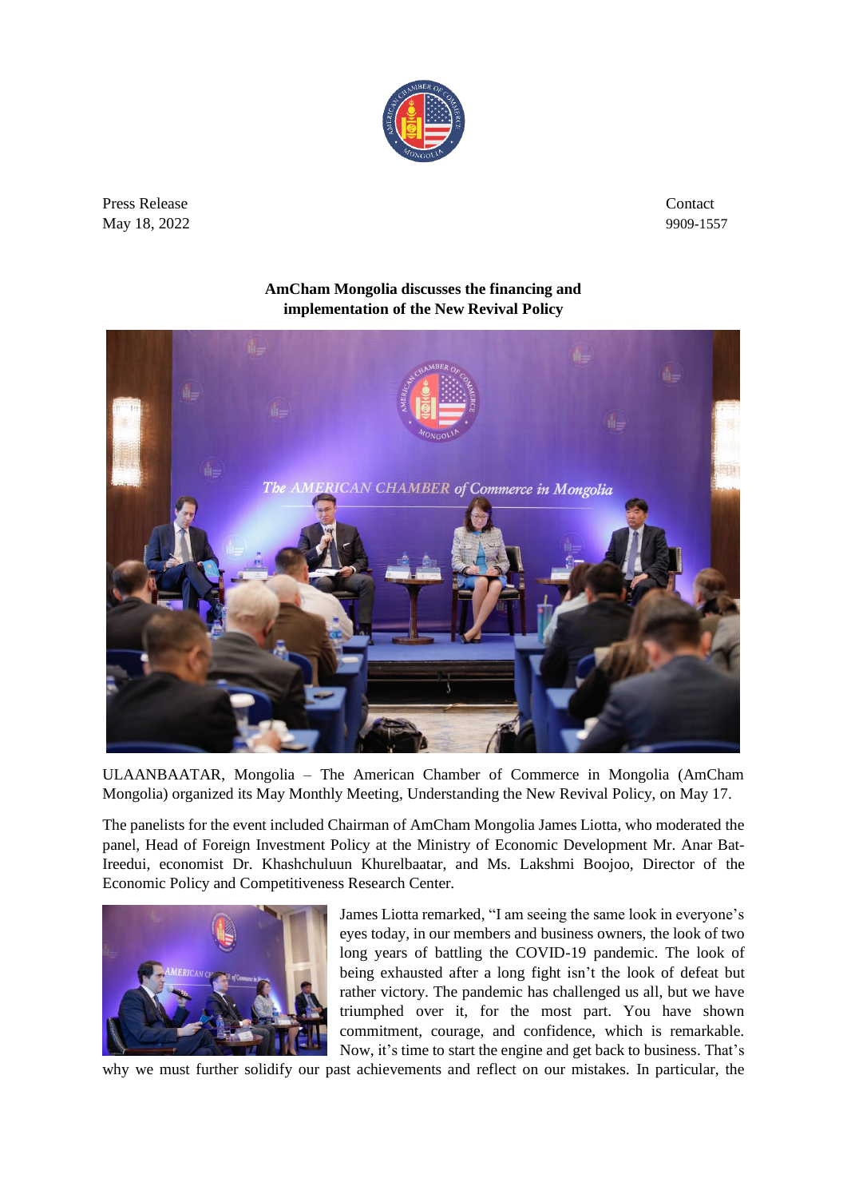Press Release
May 18, 2022

Contact
9909-1557

## AmCham Mongolia discusses the financing and implementation of the New Revival Policy

ULAANBAATAR, Mongolia – The American Chamber of Commerce in Mongolia (AmCham Mongolia) organized its May Monthly Meeting, Understanding the New Revival Policy, on May 17.

The panelists for the event included Chairman of AmCham Mongolia James Liotta, who moderated the panel, Head of Foreign Investment Policy at the Ministry of Economic Development Mr. Anar Bat-Ireedui, economist Dr. Khashchuluun Khurelbaatar, and Ms. Lakshmi Boojoo, Director of the Economic Policy and Competitiveness Research Center.

James Liotta remarked, "I am seeing the same look in everyone's eyes today, in our members and business owners, the look of two long years of battling the COVID-19 pandemic. The look of being exhausted after a long fight isn't the look of defeat but rather victory. The pandemic has challenged us all, but we have triumphed over it, for the most part. You have shown commitment, courage, and confidence, which is remarkable. Now, it's time to start the engine and get back to business. That's why we must further solidify our past achievements and reflect on our mistakes. In particular, the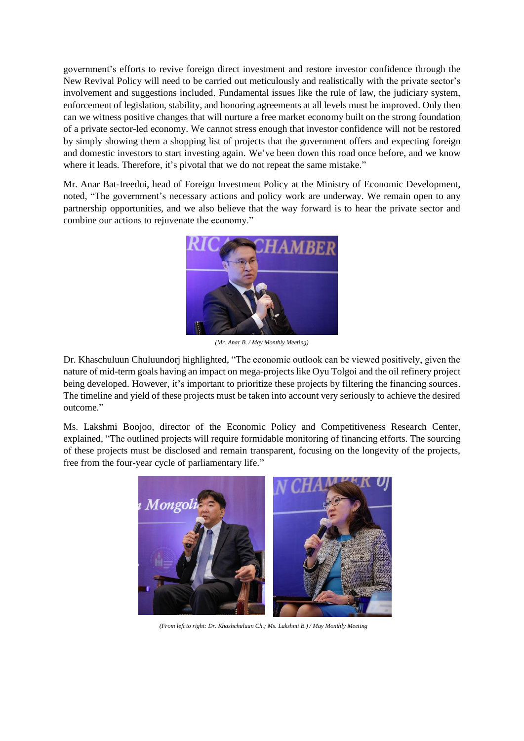government's efforts to revive foreign direct investment and restore investor confidence through the New Revival Policy will need to be carried out meticulously and realistically with the private sector's involvement and suggestions included. Fundamental issues like the rule of law, the judiciary system, enforcement of legislation, stability, and honoring agreements at all levels must be improved. Only then can we witness positive changes that will nurture a free market economy built on the strong foundation of a private sector-led economy. We cannot stress enough that investor confidence will not be restored by simply showing them a shopping list of projects that the government offers and expecting foreign and domestic investors to start investing again. We've been down this road once before, and we know where it leads. Therefore, it's pivotal that we do not repeat the same mistake."

Mr. Anar Bat-Ireedui, head of Foreign Investment Policy at the Ministry of Economic Development, noted, "The government's necessary actions and policy work are underway. We remain open to any partnership opportunities, and we also believe that the way forward is to hear the private sector and combine our actions to rejuvenate the economy."

*(Mr. Anar B. / May Monthly Meeting)*

Dr. Khaschuluun Chuluundorj highlighted, "The economic outlook can be viewed positively, given the nature of mid-term goals having an impact on mega-projects like Oyu Tolgoi and the oil refinery project being developed. However, it's important to prioritize these projects by filtering the financing sources. The timeline and yield of these projects must be taken into account very seriously to achieve the desired outcome."

Ms. Lakshmi Boojoo, director of the Economic Policy and Competitiveness Research Center, explained, "The outlined projects will require formidable monitoring of financing efforts. The sourcing of these projects must be disclosed and remain transparent, focusing on the longevity of the projects, free from the four-year cycle of parliamentary life."

*(From left to right: Dr. Khashchuluun Ch.; Ms. Lakshmi B.) / May Monthly Meeting*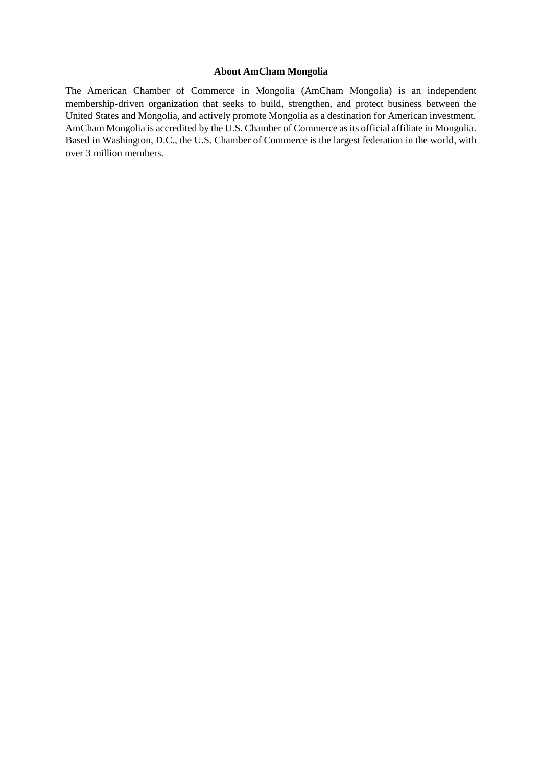**About AmCham Mongolia**

The American Chamber of Commerce in Mongolia (AmCham Mongolia) is an independent membership-driven organization that seeks to build, strengthen, and protect business between the United States and Mongolia, and actively promote Mongolia as a destination for American investment. AmCham Mongolia is accredited by the U.S. Chamber of Commerce as its official affiliate in Mongolia. Based in Washington, D.C., the U.S. Chamber of Commerce is the largest federation in the world, with over 3 million members.